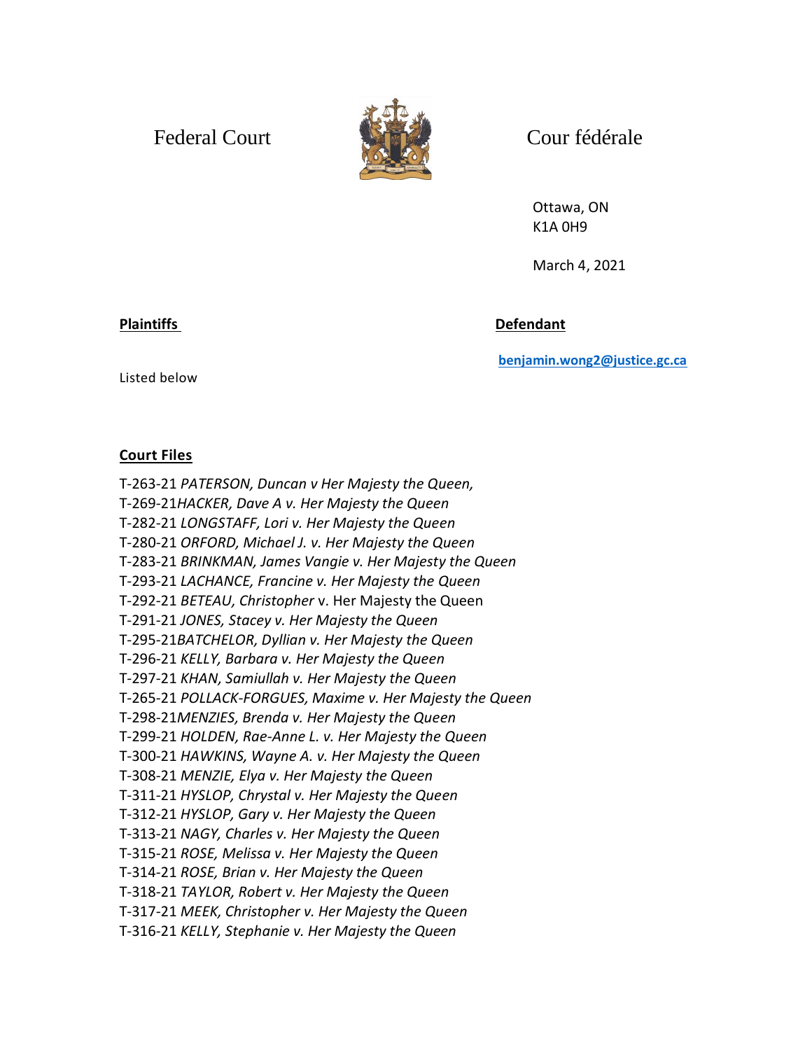Federal Court Cour fédérale

Ottawa, ON
K1A 0H9

March 4, 2021

**Plaintiffs**

Listed below

**Defendant**

**benjamin.wong2@justice.gc.ca**

**Court Files**

T-263-21 *PATERSON, Duncan v Her Majesty the Queen,*
T-269-21*HACKER, Dave A v. Her Majesty the Queen*
T-282-21 *LONGSTAFF, Lori v. Her Majesty the Queen*
T-280-21 *ORFORD, Michael J. v. Her Majesty the Queen*
T-283-21 *BRINKMAN, James Vangie v. Her Majesty the Queen*
T-293-21 *LACHANCE, Francine v. Her Majesty the Queen*
T-292-21 *BETEAU, Christopher* v. Her Majesty the Queen
T-291-21 *JONES, Stacey v. Her Majesty the Queen*
T-295-21*BATCHELOR, Dyllian v. Her Majesty the Queen*
T-296-21 *KELLY, Barbara v. Her Majesty the Queen*
T-297-21 *KHAN, Samiullah v. Her Majesty the Queen*
T-265-21 *POLLACK-FORGUES, Maxime v. Her Majesty the Queen*
T-298-21*MENZIES, Brenda v. Her Majesty the Queen*
T-299-21 *HOLDEN, Rae-Anne L. v. Her Majesty the Queen*
T-300-21 *HAWKINS, Wayne A. v. Her Majesty the Queen*
T-308-21 *MENZIE, Elya v. Her Majesty the Queen*
T-311-21 *HYSLOP, Chrystal v. Her Majesty the Queen*
T-312-21 *HYSLOP, Gary v. Her Majesty the Queen*
T-313-21 *NAGY, Charles v. Her Majesty the Queen*
T-315-21 *ROSE, Melissa v. Her Majesty the Queen*
T-314-21 *ROSE, Brian v. Her Majesty the Queen*
T-318-21 *TAYLOR, Robert v. Her Majesty the Queen*
T-317-21 *MEEK, Christopher v. Her Majesty the Queen*
T-316-21 *KELLY, Stephanie v. Her Majesty the Queen*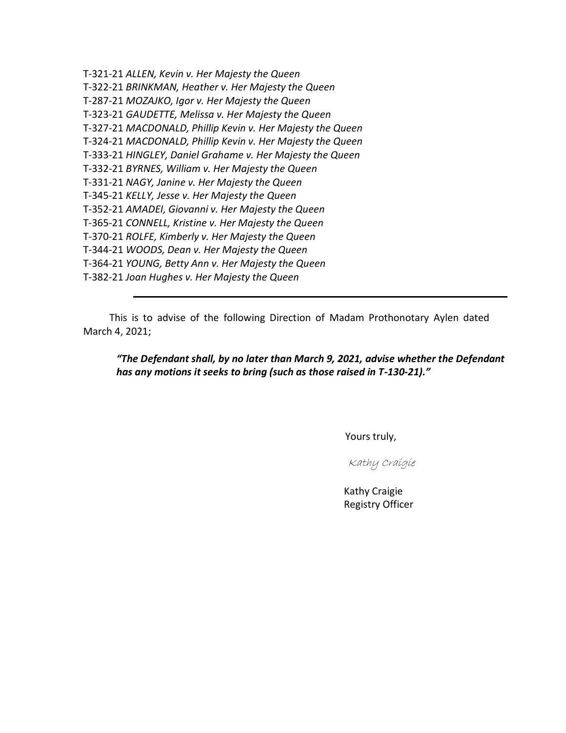T-321-21 *ALLEN, Kevin v. Her Majesty the Queen*
T-322-21 *BRINKMAN, Heather v. Her Majesty the Queen*
T-287-21 *MOZAJKO, Igor v. Her Majesty the Queen*
T-323-21 *GAUDETTE, Melissa v. Her Majesty the Queen*
T-327-21 *MACDONALD, Phillip Kevin v. Her Majesty the Queen*
T-324-21 *MACDONALD, Phillip Kevin v. Her Majesty the Queen*
T-333-21 *HINGLEY, Daniel Grahame v. Her Majesty the Queen*
T-332-21 *BYRNES, William v. Her Majesty the Queen*
T-331-21 *NAGY, Janine v. Her Majesty the Queen*
T-345-21 *KELLY, Jesse v. Her Majesty the Queen*
T-352-21 *AMADEI, Giovanni v. Her Majesty the Queen*
T-365-21 *CONNELL, Kristine v. Her Majesty the Queen*
T-370-21 *ROLFE, Kimberly v. Her Majesty the Queen*
T-344-21 *WOODS, Dean v. Her Majesty the Queen*
T-364-21 *YOUNG, Betty Ann v. Her Majesty the Queen*
T-382-21 *Joan Hughes v. Her Majesty the Queen*

---

This is to advise of the following Direction of Madam Prothonotary Aylen dated March 4, 2021;

> ***"The Defendant shall, by no later than March 9, 2021, advise whether the Defendant has any motions it seeks to bring (such as those raised in T-130-21)."***

Yours truly,

*Kathy Craigie*

Kathy Craigie
Registry Officer